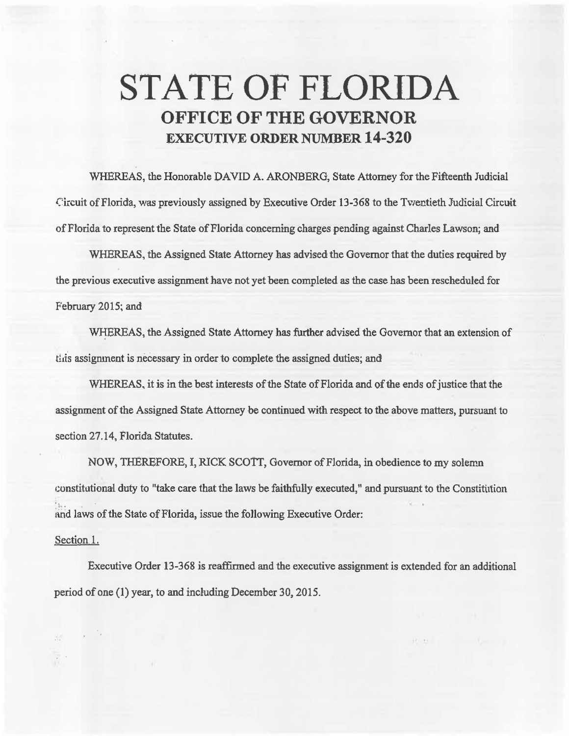# STATE OF FLORIDA

## OFFICE OF THE GOVERNOR

### EXECUTIVE ORDER NUMBER 14-320

WHEREAS, the Honorable DAVID A. ARONBERG, State Attorney for the Fifteenth Judicial Circuit of Florida, was previously assigned by Executive Order 13-368 to the Twentieth Judicial Circuit of Florida to represent the State of Florida concerning charges pending against Charles Lawson; and

WHEREAS, the Assigned State Attorney has advised the Governor that the duties required by the previous executive assignment have not yet been completed as the case has been rescheduled for February 2015; and

WHEREAS, the Assigned State Attorney has further advised the Governor that an extension of this assignment is necessary in order to complete the assigned duties; and

WHEREAS, it is in the best interests of the State of Florida and of the ends of justice that the assignment of the Assigned State Attorney be continued with respect to the above matters, pursuant to section 27.14, Florida Statutes.

NOW, THEREFORE, I, RICK SCOTT, Governor of Florida, in obedience to my solemn constitutional duty to "take care that the laws be faithfully executed," and pursuant to the Constitution and laws of the State of Florida, issue the following Executive Order:

Section 1.

Executive Order 13-368 is reaffirmed and the executive assignment is extended for an additional period of one (1) year, to and including December 30, 2015.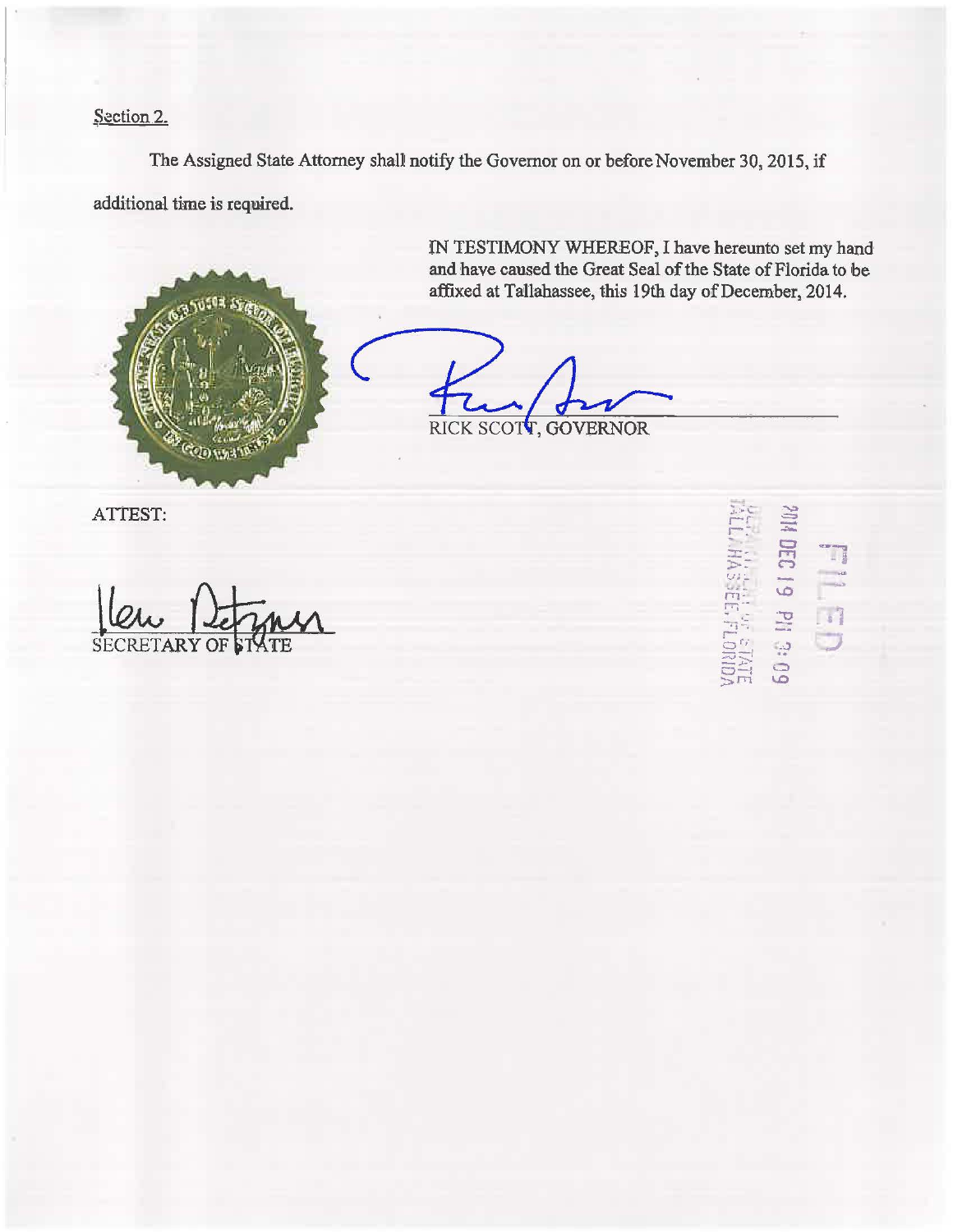Section 2.

The Assigned State Attorney shall notify the Governor on or before November 30, 2015, if additional time is required.

IN TESTIMONY WHEREOF, I have hereunto set my hand and have caused the Great Seal of the State of Florida to be affixed at Tallahassee, this 19th day of December, 2014.

RICK SCOTT, GOVERNOR

ATTEST:

SECRETARY OF STATE

FILED

2014 DEC 19 PM 3:09

DEPARTMENT OF STATE
TALLAHASSEE, FLORIDA